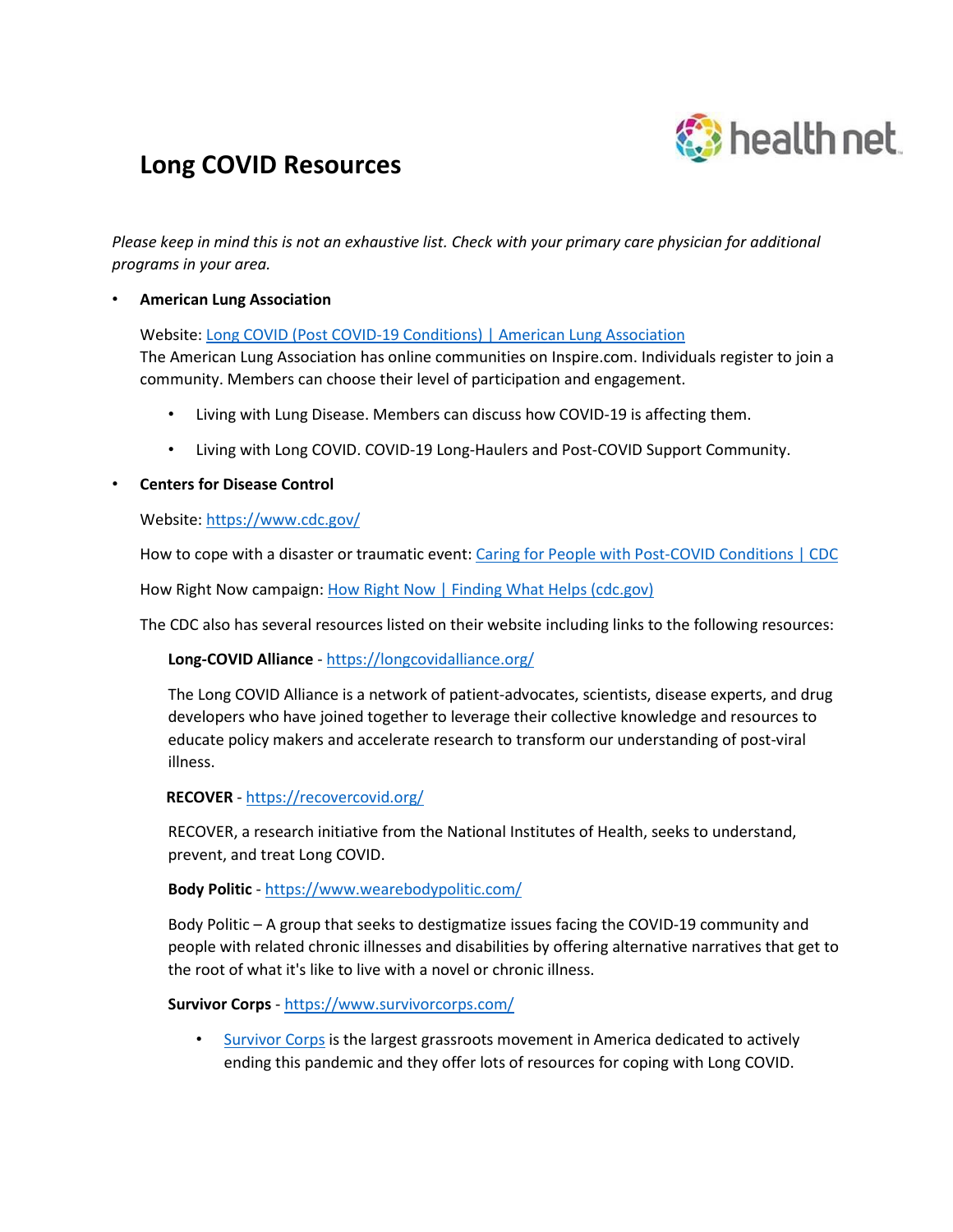# Long COVID Resources

*Please keep in mind this is not an exhaustive list. Check with your primary care physician for additional programs in your area.*

- **American Lung Association**

  Website: [Long COVID (Post COVID-19 Conditions) | American Lung Association]()
  The American Lung Association has online communities on Inspire.com. Individuals register to join a community. Members can choose their level of participation and engagement.

  - Living with Lung Disease. Members can discuss how COVID-19 is affecting them.
  - Living with Long COVID. COVID-19 Long-Haulers and Post-COVID Support Community.

- **Centers for Disease Control**

  Website: [https://www.cdc.gov/](https://www.cdc.gov/)

  How to cope with a disaster or traumatic event: [Caring for People with Post-COVID Conditions | CDC]()

  How Right Now campaign: [How Right Now | Finding What Helps (cdc.gov)]()

  The CDC also has several resources listed on their website including links to the following resources:

  **Long-COVID Alliance** - [https://longcovidalliance.org/](https://longcovidalliance.org/)

  The Long COVID Alliance is a network of patient-advocates, scientists, disease experts, and drug developers who have joined together to leverage their collective knowledge and resources to educate policy makers and accelerate research to transform our understanding of post-viral illness.

  **RECOVER** - [https://recovercovid.org/](https://recovercovid.org/)

  RECOVER, a research initiative from the National Institutes of Health, seeks to understand, prevent, and treat Long COVID.

  **Body Politic** - [https://www.wearebodypolitic.com/](https://www.wearebodypolitic.com/)

  Body Politic – A group that seeks to destigmatize issues facing the COVID-19 community and people with related chronic illnesses and disabilities by offering alternative narratives that get to the root of what it's like to live with a novel or chronic illness.

  **Survivor Corps** - [https://www.survivorcorps.com/](https://www.survivorcorps.com/)

  - [Survivor Corps]() is the largest grassroots movement in America dedicated to actively ending this pandemic and they offer lots of resources for coping with Long COVID.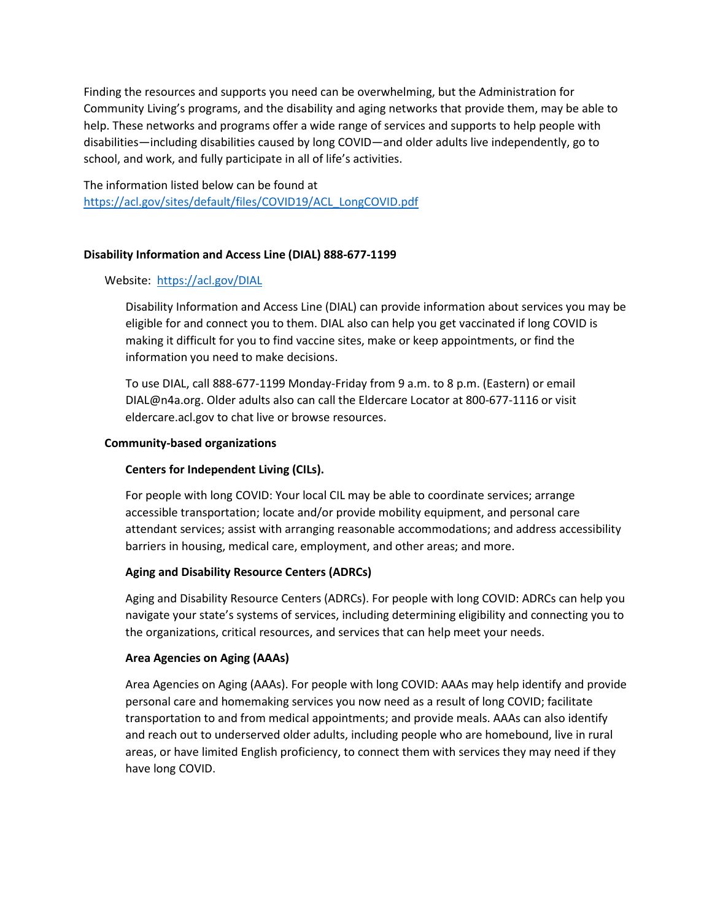Finding the resources and supports you need can be overwhelming, but the Administration for Community Living's programs, and the disability and aging networks that provide them, may be able to help. These networks and programs offer a wide range of services and supports to help people with disabilities—including disabilities caused by long COVID—and older adults live independently, go to school, and work, and fully participate in all of life's activities.

The information listed below can be found at [https://acl.gov/sites/default/files/COVID19/ACL_LongCOVID.pdf](https://acl.gov/sites/default/files/COVID19/ACL_LongCOVID.pdf)

**Disability Information and Access Line (DIAL) 888-677-1199**

Website: [https://acl.gov/DIAL](https://acl.gov/DIAL)

Disability Information and Access Line (DIAL) can provide information about services you may be eligible for and connect you to them. DIAL also can help you get vaccinated if long COVID is making it difficult for you to find vaccine sites, make or keep appointments, or find the information you need to make decisions.

To use DIAL, call 888-677-1199 Monday-Friday from 9 a.m. to 8 p.m. (Eastern) or email DIAL@n4a.org. Older adults also can call the Eldercare Locator at 800-677-1116 or visit eldercare.acl.gov to chat live or browse resources.

**Community-based organizations**

**Centers for Independent Living (CILs).**

For people with long COVID: Your local CIL may be able to coordinate services; arrange accessible transportation; locate and/or provide mobility equipment, and personal care attendant services; assist with arranging reasonable accommodations; and address accessibility barriers in housing, medical care, employment, and other areas; and more.

**Aging and Disability Resource Centers (ADRCs)**

Aging and Disability Resource Centers (ADRCs). For people with long COVID: ADRCs can help you navigate your state's systems of services, including determining eligibility and connecting you to the organizations, critical resources, and services that can help meet your needs.

**Area Agencies on Aging (AAAs)**

Area Agencies on Aging (AAAs). For people with long COVID: AAAs may help identify and provide personal care and homemaking services you now need as a result of long COVID; facilitate transportation to and from medical appointments; and provide meals. AAAs can also identify and reach out to underserved older adults, including people who are homebound, live in rural areas, or have limited English proficiency, to connect them with services they may need if they have long COVID.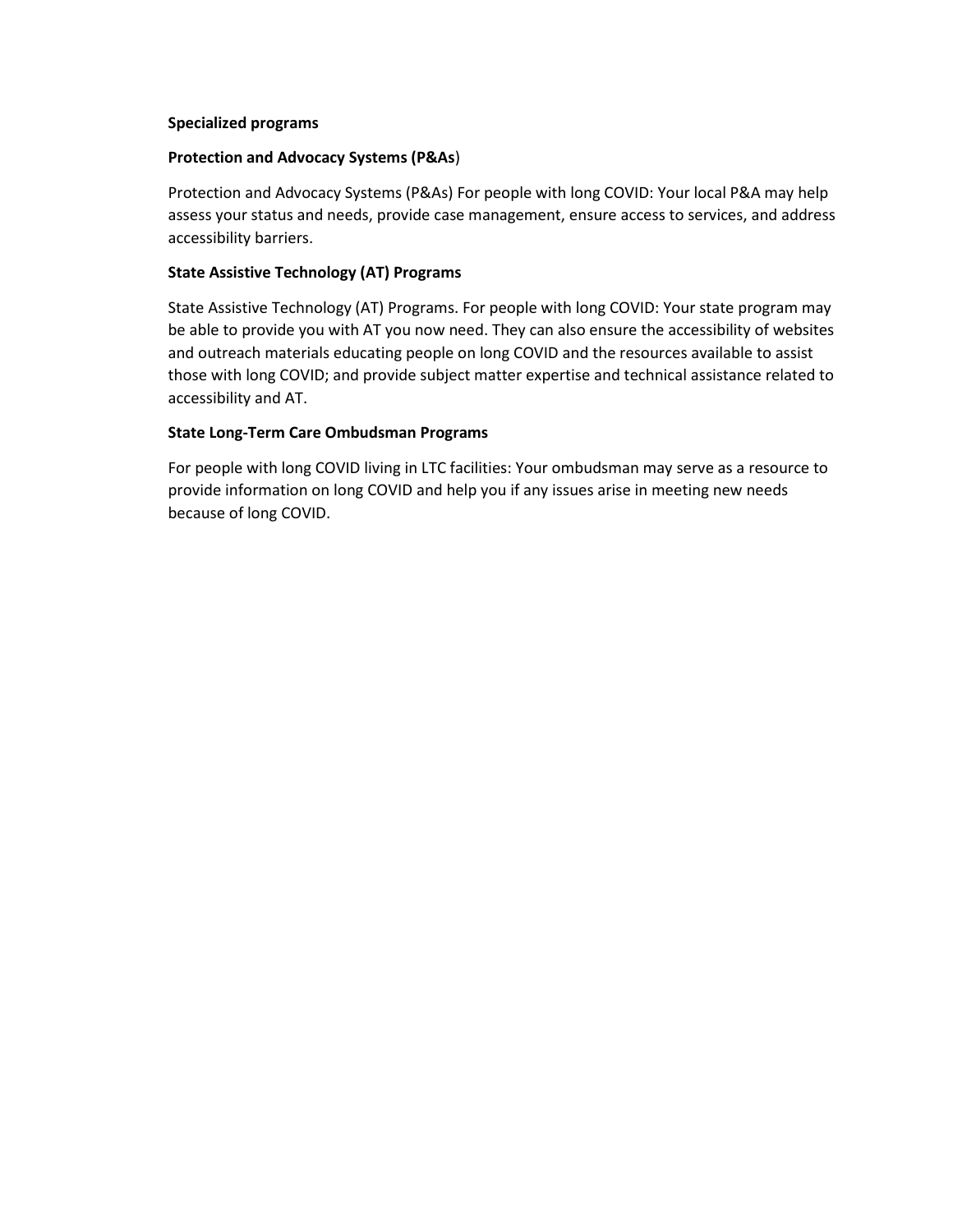**Specialized programs**

**Protection and Advocacy Systems (P&As)**

Protection and Advocacy Systems (P&As) For people with long COVID: Your local P&A may help assess your status and needs, provide case management, ensure access to services, and address accessibility barriers.

**State Assistive Technology (AT) Programs**

State Assistive Technology (AT) Programs. For people with long COVID: Your state program may be able to provide you with AT you now need. They can also ensure the accessibility of websites and outreach materials educating people on long COVID and the resources available to assist those with long COVID; and provide subject matter expertise and technical assistance related to accessibility and AT.

**State Long-Term Care Ombudsman Programs**

For people with long COVID living in LTC facilities: Your ombudsman may serve as a resource to provide information on long COVID and help you if any issues arise in meeting new needs because of long COVID.